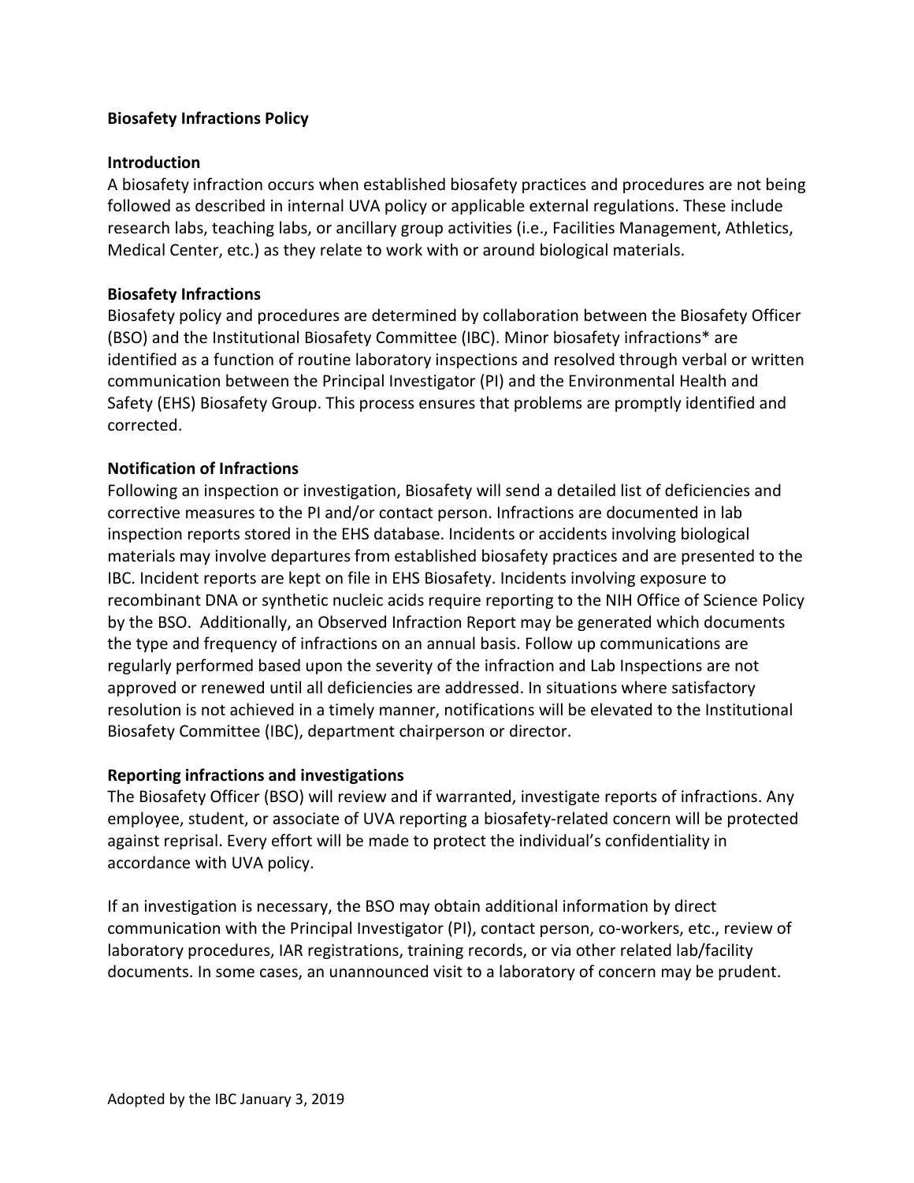# Biosafety Infractions Policy

## Introduction

A biosafety infraction occurs when established biosafety practices and procedures are not being followed as described in internal UVA policy or applicable external regulations. These include research labs, teaching labs, or ancillary group activities (i.e., Facilities Management, Athletics, Medical Center, etc.) as they relate to work with or around biological materials.

## Biosafety Infractions

Biosafety policy and procedures are determined by collaboration between the Biosafety Officer (BSO) and the Institutional Biosafety Committee (IBC). Minor biosafety infractions* are identified as a function of routine laboratory inspections and resolved through verbal or written communication between the Principal Investigator (PI) and the Environmental Health and Safety (EHS) Biosafety Group. This process ensures that problems are promptly identified and corrected.

## Notification of Infractions

Following an inspection or investigation, Biosafety will send a detailed list of deficiencies and corrective measures to the PI and/or contact person. Infractions are documented in lab inspection reports stored in the EHS database. Incidents or accidents involving biological materials may involve departures from established biosafety practices and are presented to the IBC. Incident reports are kept on file in EHS Biosafety. Incidents involving exposure to recombinant DNA or synthetic nucleic acids require reporting to the NIH Office of Science Policy by the BSO. Additionally, an Observed Infraction Report may be generated which documents the type and frequency of infractions on an annual basis. Follow up communications are regularly performed based upon the severity of the infraction and Lab Inspections are not approved or renewed until all deficiencies are addressed. In situations where satisfactory resolution is not achieved in a timely manner, notifications will be elevated to the Institutional Biosafety Committee (IBC), department chairperson or director.

## Reporting infractions and investigations

The Biosafety Officer (BSO) will review and if warranted, investigate reports of infractions. Any employee, student, or associate of UVA reporting a biosafety-related concern will be protected against reprisal. Every effort will be made to protect the individual's confidentiality in accordance with UVA policy.

If an investigation is necessary, the BSO may obtain additional information by direct communication with the Principal Investigator (PI), contact person, co-workers, etc., review of laboratory procedures, IAR registrations, training records, or via other related lab/facility documents. In some cases, an unannounced visit to a laboratory of concern may be prudent.

Adopted by the IBC January 3, 2019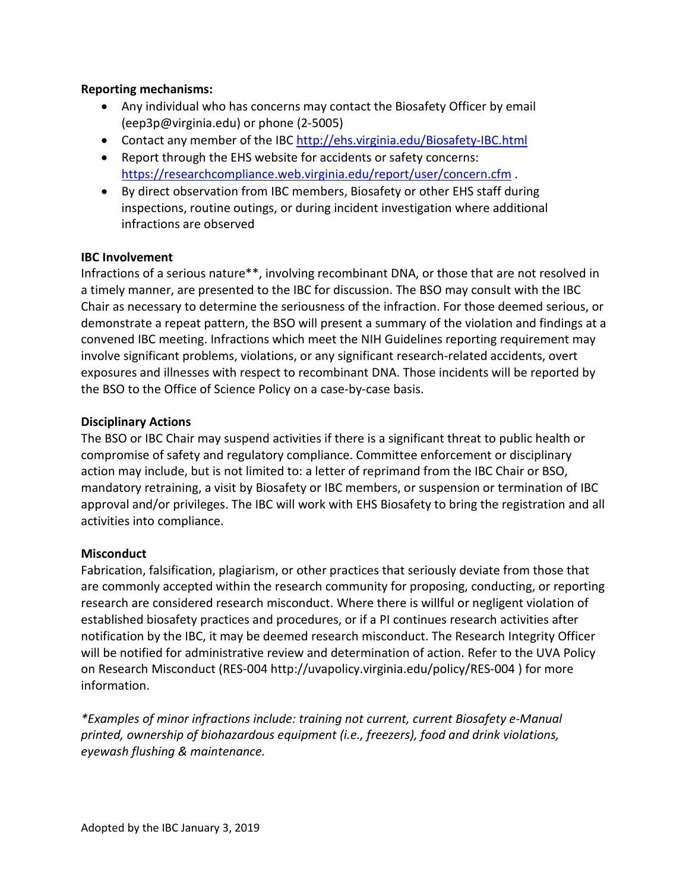**Reporting mechanisms:**

- Any individual who has concerns may contact the Biosafety Officer by email (eep3p@virginia.edu) or phone (2-5005)
- Contact any member of the IBC http://ehs.virginia.edu/Biosafety-IBC.html
- Report through the EHS website for accidents or safety concerns: https://researchcompliance.web.virginia.edu/report/user/concern.cfm .
- By direct observation from IBC members, Biosafety or other EHS staff during inspections, routine outings, or during incident investigation where additional infractions are observed

**IBC Involvement**

Infractions of a serious nature**, involving recombinant DNA, or those that are not resolved in a timely manner, are presented to the IBC for discussion. The BSO may consult with the IBC Chair as necessary to determine the seriousness of the infraction. For those deemed serious, or demonstrate a repeat pattern, the BSO will present a summary of the violation and findings at a convened IBC meeting. Infractions which meet the NIH Guidelines reporting requirement may involve significant problems, violations, or any significant research-related accidents, overt exposures and illnesses with respect to recombinant DNA. Those incidents will be reported by the BSO to the Office of Science Policy on a case-by-case basis.

**Disciplinary Actions**

The BSO or IBC Chair may suspend activities if there is a significant threat to public health or compromise of safety and regulatory compliance. Committee enforcement or disciplinary action may include, but is not limited to: a letter of reprimand from the IBC Chair or BSO, mandatory retraining, a visit by Biosafety or IBC members, or suspension or termination of IBC approval and/or privileges. The IBC will work with EHS Biosafety to bring the registration and all activities into compliance.

**Misconduct**

Fabrication, falsification, plagiarism, or other practices that seriously deviate from those that are commonly accepted within the research community for proposing, conducting, or reporting research are considered research misconduct. Where there is willful or negligent violation of established biosafety practices and procedures, or if a PI continues research activities after notification by the IBC, it may be deemed research misconduct. The Research Integrity Officer will be notified for administrative review and determination of action. Refer to the UVA Policy on Research Misconduct (RES-004 http://uvapolicy.virginia.edu/policy/RES-004 ) for more information.

*\*Examples of minor infractions include: training not current, current Biosafety e-Manual printed, ownership of biohazardous equipment (i.e., freezers), food and drink violations, eyewash flushing & maintenance.*

Adopted by the IBC January 3, 2019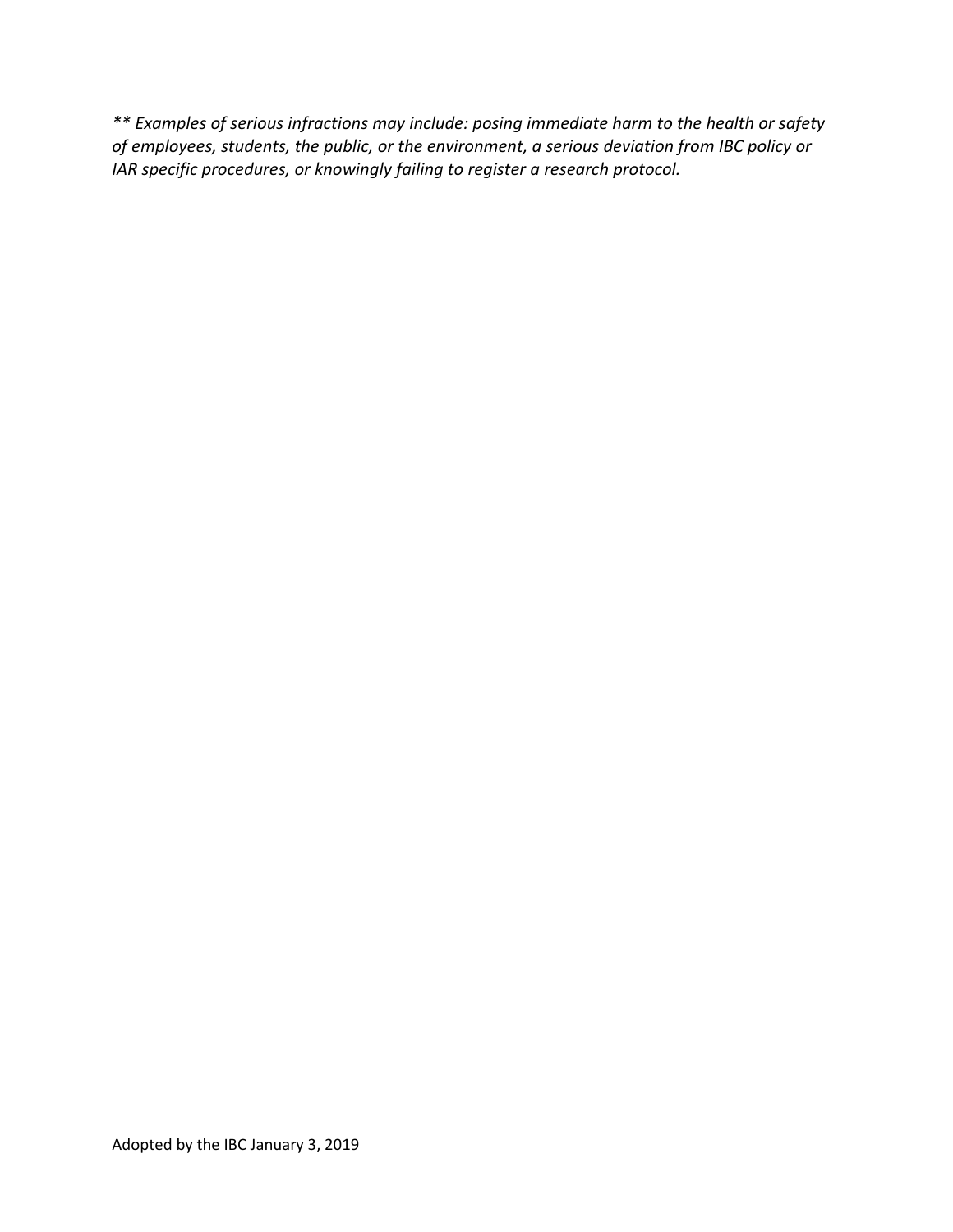*** Examples of serious infractions may include: posing immediate harm to the health or safety of employees, students, the public, or the environment, a serious deviation from IBC policy or IAR specific procedures, or knowingly failing to register a research protocol.*

Adopted by the IBC January 3, 2019